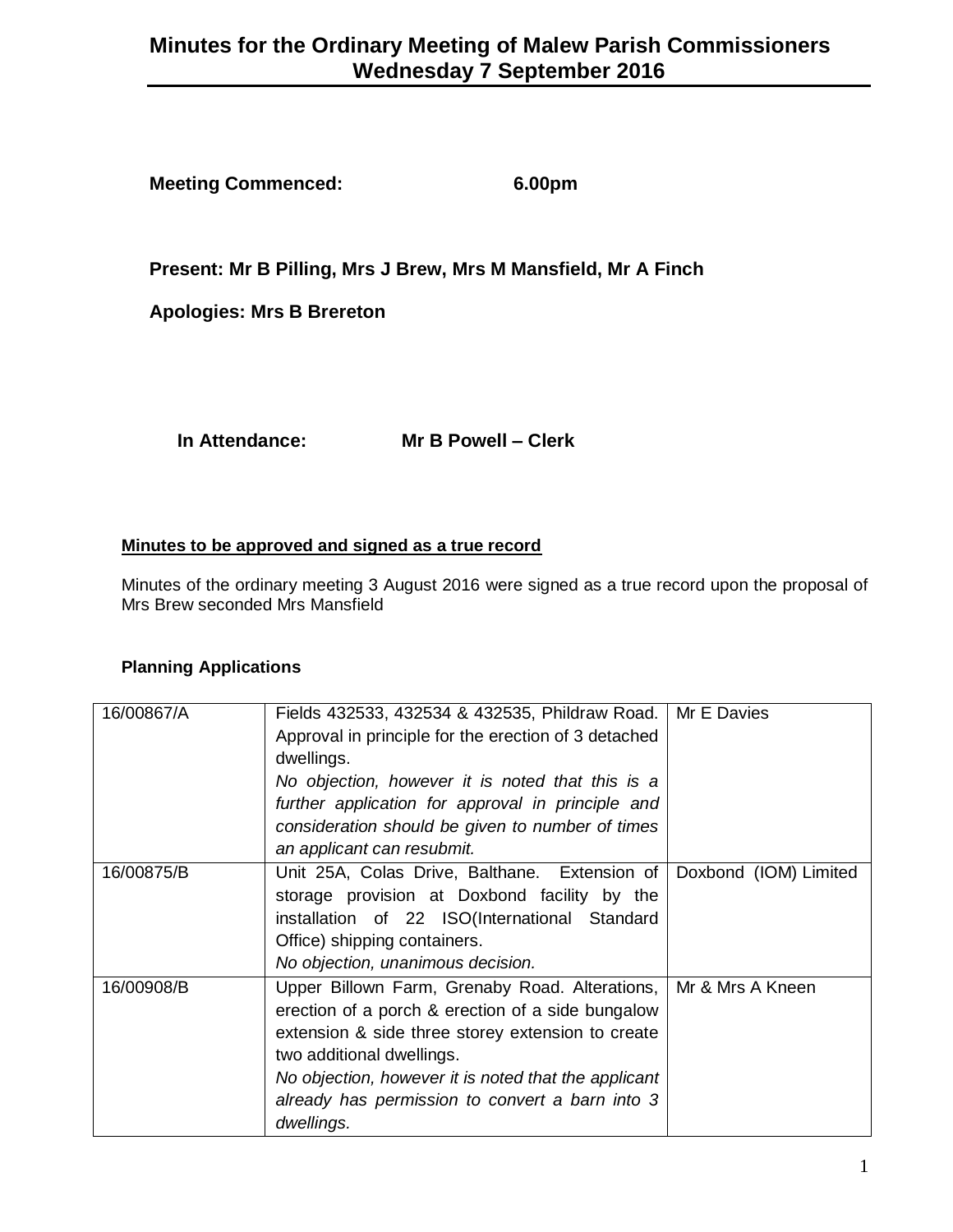# Minutes for the Ordinary Meeting of Malew Parish Commissioners Wednesday 7 September 2016

**Meeting Commenced:** **6.00pm**

**Present: Mr B Pilling, Mrs J Brew, Mrs M Mansfield, Mr A Finch**

**Apologies: Mrs B Brereton**

**In Attendance:** **Mr B Powell – Clerk**

**Minutes to be approved and signed as a true record**

Minutes of the ordinary meeting 3 August 2016 were signed as a true record upon the proposal of Mrs Brew seconded Mrs Mansfield

**Planning Applications**

| | | |
|---|---|---|
| 16/00867/A | Fields 432533, 432534 & 432535, Phildraw Road. Approval in principle for the erection of 3 detached dwellings. *No objection, however it is noted that this is a further application for approval in principle and consideration should be given to number of times an applicant can resubmit.* | Mr E Davies |
| 16/00875/B | Unit 25A, Colas Drive, Balthane. Extension of storage provision at Doxbond facility by the installation of 22 ISO(International Standard Office) shipping containers. *No objection, unanimous decision.* | Doxbond (IOM) Limited |
| 16/00908/B | Upper Billown Farm, Grenaby Road. Alterations, erection of a porch & erection of a side bungalow extension & side three storey extension to create two additional dwellings. *No objection, however it is noted that the applicant already has permission to convert a barn into 3 dwellings.* | Mr & Mrs A Kneen |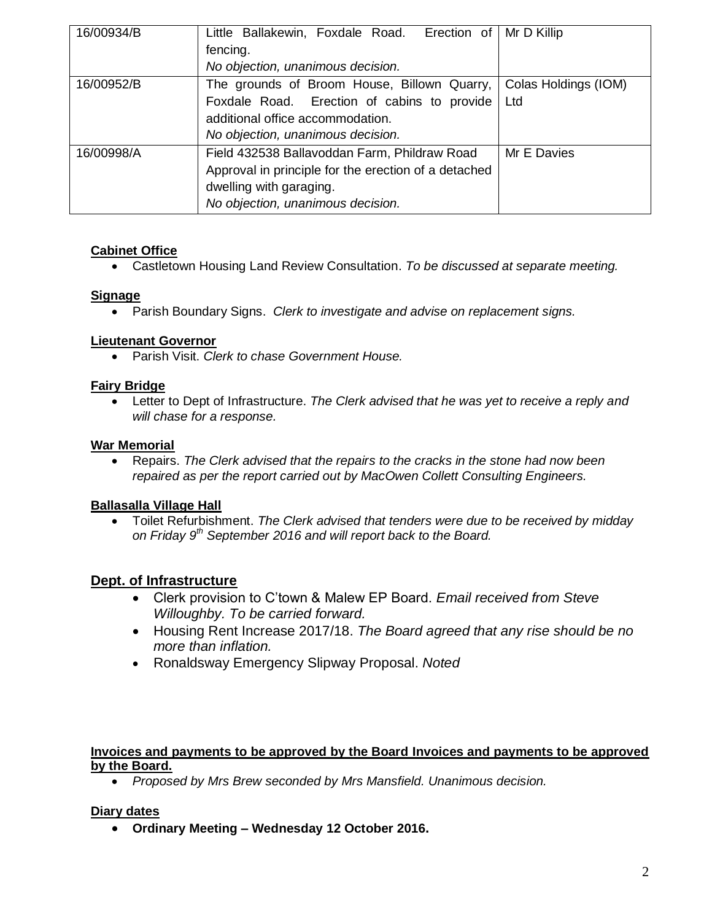| | | |
|---|---|---|
| 16/00934/B | Little Ballakewin, Foxdale Road. Erection of fencing.<br>*No objection, unanimous decision.* | Mr D Killip |
| 16/00952/B | The grounds of Broom House, Billown Quarry, Foxdale Road. Erection of cabins to provide additional office accommodation.<br>*No objection, unanimous decision.* | Colas Holdings (IOM) Ltd |
| 16/00998/A | Field 432538 Ballavoddan Farm, Phildraw Road Approval in principle for the erection of a detached dwelling with garaging.<br>*No objection, unanimous decision.* | Mr E Davies |

**Cabinet Office**

- Castletown Housing Land Review Consultation. *To be discussed at separate meeting.*

**Signage**

- Parish Boundary Signs. *Clerk to investigate and advise on replacement signs.*

**Lieutenant Governor**

- Parish Visit. *Clerk to chase Government House.*

**Fairy Bridge**

- Letter to Dept of Infrastructure. *The Clerk advised that he was yet to receive a reply and will chase for a response.*

**War Memorial**

- Repairs. *The Clerk advised that the repairs to the cracks in the stone had now been repaired as per the report carried out by MacOwen Collett Consulting Engineers.*

**Ballasalla Village Hall**

- Toilet Refurbishment. *The Clerk advised that tenders were due to be received by midday on Friday 9th September 2016 and will report back to the Board.*

## Dept. of Infrastructure

- Clerk provision to C'town & Malew EP Board. *Email received from Steve Willoughby. To be carried forward.*
- Housing Rent Increase 2017/18. *The Board agreed that any rise should be no more than inflation.*
- Ronaldsway Emergency Slipway Proposal. *Noted*

**Invoices and payments to be approved by the Board Invoices and payments to be approved by the Board.**

- *Proposed by Mrs Brew seconded by Mrs Mansfield. Unanimous decision.*

**Diary dates**

- **Ordinary Meeting – Wednesday 12 October 2016.**